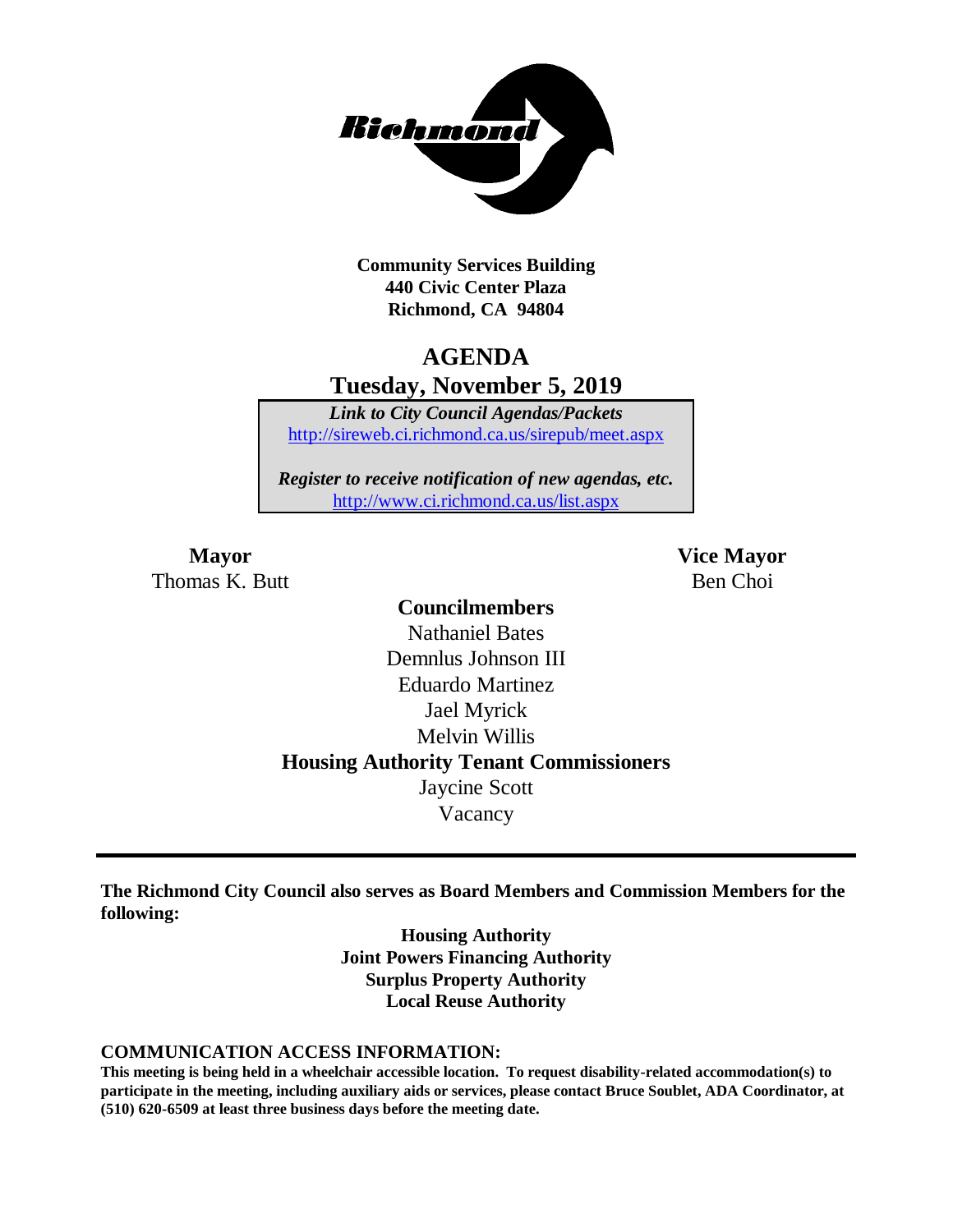**Community Services Building**
**440 Civic Center Plaza**
**Richmond, CA 94804**

# AGENDA
## Tuesday, November 5, 2019

*Link to City Council Agendas/Packets*
http://sireweb.ci.richmond.ca.us/sirepub/meet.aspx

*Register to receive notification of new agendas, etc.*
http://www.ci.richmond.ca.us/list.aspx

**Mayor**
Thomas K. Butt

**Vice Mayor**
Ben Choi

**Councilmembers**
Nathaniel Bates
Demnlus Johnson III
Eduardo Martinez
Jael Myrick
Melvin Willis

**Housing Authority Tenant Commissioners**
Jaycine Scott
Vacancy

---

**The Richmond City Council also serves as Board Members and Commission Members for the following:**

**Housing Authority**
**Joint Powers Financing Authority**
**Surplus Property Authority**
**Local Reuse Authority**

**COMMUNICATION ACCESS INFORMATION:**

**This meeting is being held in a wheelchair accessible location. To request disability-related accommodation(s) to participate in the meeting, including auxiliary aids or services, please contact Bruce Soublet, ADA Coordinator, at (510) 620-6509 at least three business days before the meeting date.**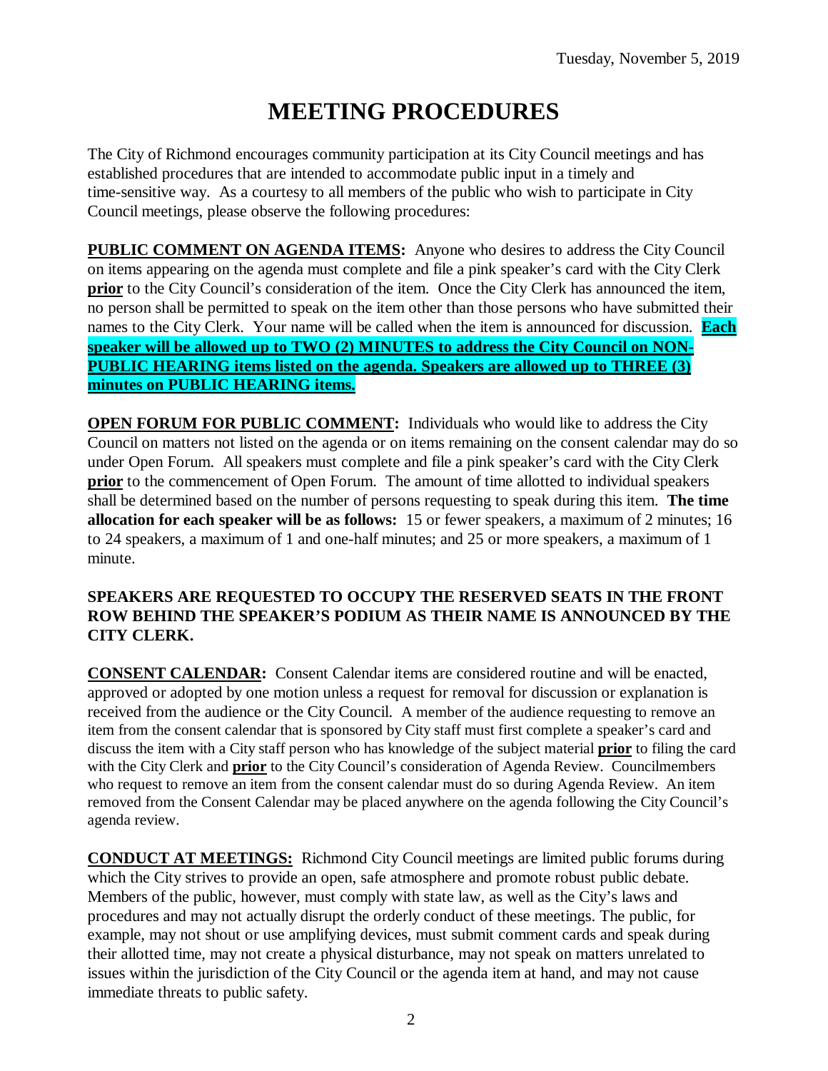Tuesday, November 5, 2019

# MEETING PROCEDURES

The City of Richmond encourages community participation at its City Council meetings and has established procedures that are intended to accommodate public input in a timely and time-sensitive way. As a courtesy to all members of the public who wish to participate in City Council meetings, please observe the following procedures:

**PUBLIC COMMENT ON AGENDA ITEMS:** Anyone who desires to address the City Council on items appearing on the agenda must complete and file a pink speaker's card with the City Clerk **prior** to the City Council's consideration of the item. Once the City Clerk has announced the item, no person shall be permitted to speak on the item other than those persons who have submitted their names to the City Clerk. Your name will be called when the item is announced for discussion. **Each speaker will be allowed up to TWO (2) MINUTES to address the City Council on NON-PUBLIC HEARING items listed on the agenda. Speakers are allowed up to THREE (3) minutes on PUBLIC HEARING items.**

**OPEN FORUM FOR PUBLIC COMMENT:** Individuals who would like to address the City Council on matters not listed on the agenda or on items remaining on the consent calendar may do so under Open Forum. All speakers must complete and file a pink speaker's card with the City Clerk **prior** to the commencement of Open Forum. The amount of time allotted to individual speakers shall be determined based on the number of persons requesting to speak during this item. **The time allocation for each speaker will be as follows:** 15 or fewer speakers, a maximum of 2 minutes; 16 to 24 speakers, a maximum of 1 and one-half minutes; and 25 or more speakers, a maximum of 1 minute.

**SPEAKERS ARE REQUESTED TO OCCUPY THE RESERVED SEATS IN THE FRONT ROW BEHIND THE SPEAKER'S PODIUM AS THEIR NAME IS ANNOUNCED BY THE CITY CLERK.**

**CONSENT CALENDAR:** Consent Calendar items are considered routine and will be enacted, approved or adopted by one motion unless a request for removal for discussion or explanation is received from the audience or the City Council. A member of the audience requesting to remove an item from the consent calendar that is sponsored by City staff must first complete a speaker's card and discuss the item with a City staff person who has knowledge of the subject material **prior** to filing the card with the City Clerk and **prior** to the City Council's consideration of Agenda Review. Councilmembers who request to remove an item from the consent calendar must do so during Agenda Review. An item removed from the Consent Calendar may be placed anywhere on the agenda following the City Council's agenda review.

**CONDUCT AT MEETINGS:** Richmond City Council meetings are limited public forums during which the City strives to provide an open, safe atmosphere and promote robust public debate. Members of the public, however, must comply with state law, as well as the City's laws and procedures and may not actually disrupt the orderly conduct of these meetings. The public, for example, may not shout or use amplifying devices, must submit comment cards and speak during their allotted time, may not create a physical disturbance, may not speak on matters unrelated to issues within the jurisdiction of the City Council or the agenda item at hand, and may not cause immediate threats to public safety.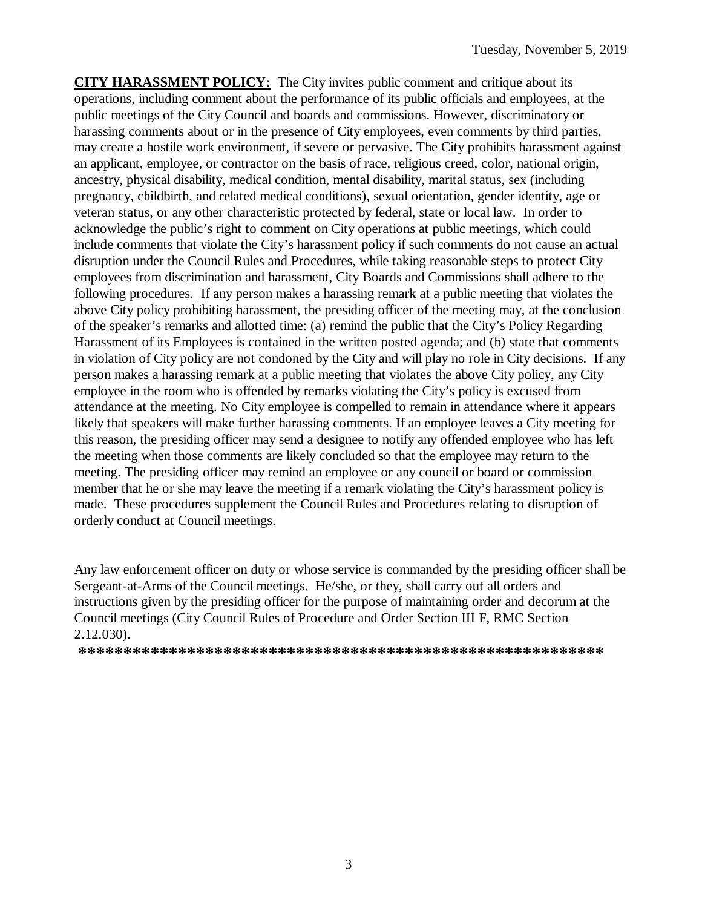**CITY HARASSMENT POLICY:** The City invites public comment and critique about its operations, including comment about the performance of its public officials and employees, at the public meetings of the City Council and boards and commissions. However, discriminatory or harassing comments about or in the presence of City employees, even comments by third parties, may create a hostile work environment, if severe or pervasive. The City prohibits harassment against an applicant, employee, or contractor on the basis of race, religious creed, color, national origin, ancestry, physical disability, medical condition, mental disability, marital status, sex (including pregnancy, childbirth, and related medical conditions), sexual orientation, gender identity, age or veteran status, or any other characteristic protected by federal, state or local law. In order to acknowledge the public's right to comment on City operations at public meetings, which could include comments that violate the City's harassment policy if such comments do not cause an actual disruption under the Council Rules and Procedures, while taking reasonable steps to protect City employees from discrimination and harassment, City Boards and Commissions shall adhere to the following procedures. If any person makes a harassing remark at a public meeting that violates the above City policy prohibiting harassment, the presiding officer of the meeting may, at the conclusion of the speaker's remarks and allotted time: (a) remind the public that the City's Policy Regarding Harassment of its Employees is contained in the written posted agenda; and (b) state that comments in violation of City policy are not condoned by the City and will play no role in City decisions. If any person makes a harassing remark at a public meeting that violates the above City policy, any City employee in the room who is offended by remarks violating the City's policy is excused from attendance at the meeting. No City employee is compelled to remain in attendance where it appears likely that speakers will make further harassing comments. If an employee leaves a City meeting for this reason, the presiding officer may send a designee to notify any offended employee who has left the meeting when those comments are likely concluded so that the employee may return to the meeting. The presiding officer may remind an employee or any council or board or commission member that he or she may leave the meeting if a remark violating the City's harassment policy is made. These procedures supplement the Council Rules and Procedures relating to disruption of orderly conduct at Council meetings.

Any law enforcement officer on duty or whose service is commanded by the presiding officer shall be Sergeant-at-Arms of the Council meetings. He/she, or they, shall carry out all orders and instructions given by the presiding officer for the purpose of maintaining order and decorum at the Council meetings (City Council Rules of Procedure and Order Section III F, RMC Section 2.12.030).

**\*\*\*\*\*\*\*\*\*\*\*\*\*\*\*\*\*\*\*\*\*\*\*\*\*\*\*\*\*\*\*\*\*\*\*\*\*\*\*\*\*\*\*\*\*\*\*\*\*\*\*\*\*\*\*\*\*\*\***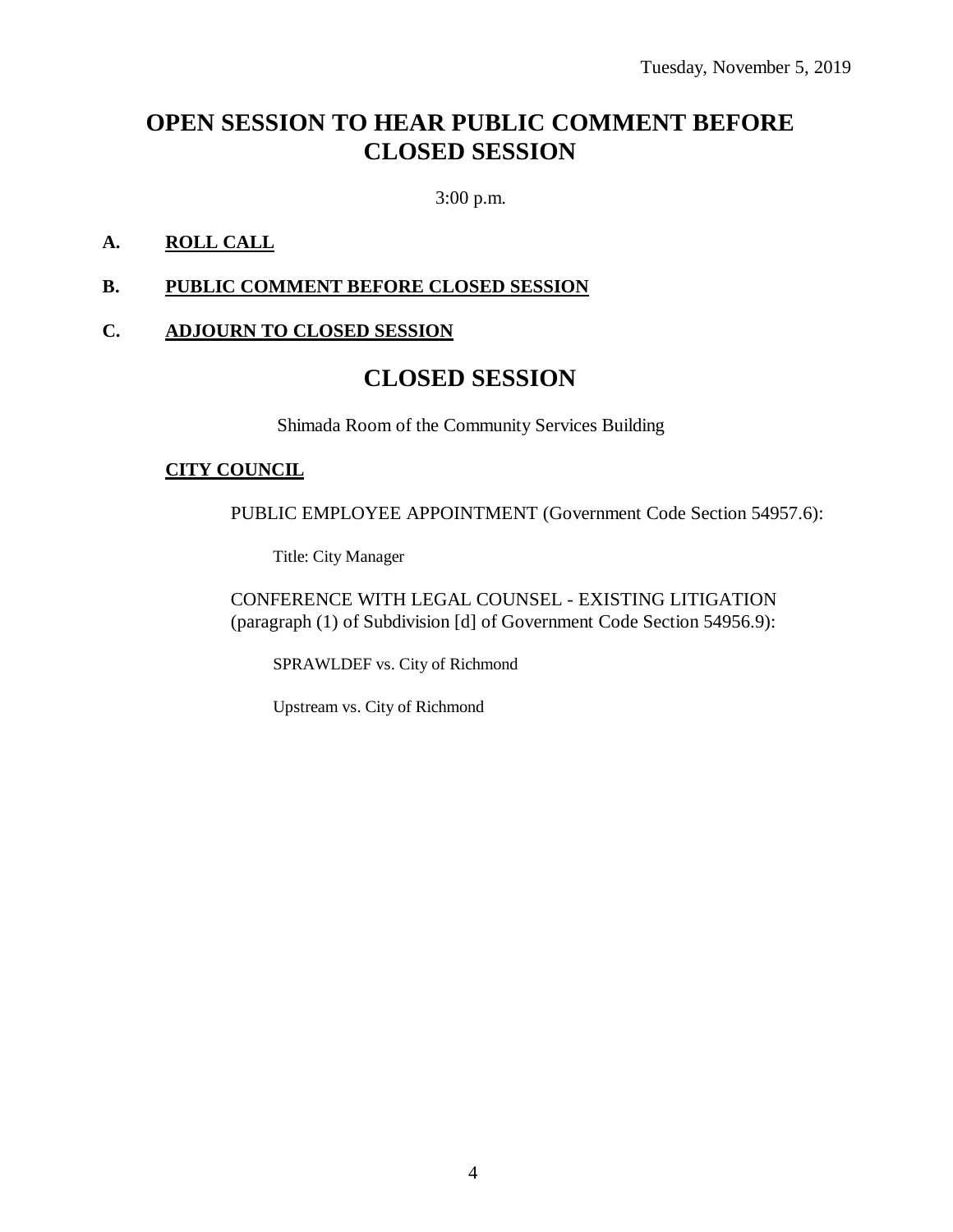Tuesday, November 5, 2019

# OPEN SESSION TO HEAR PUBLIC COMMENT BEFORE CLOSED SESSION

3:00 p.m.

**A. ROLL CALL**

**B. PUBLIC COMMENT BEFORE CLOSED SESSION**

**C. ADJOURN TO CLOSED SESSION**

# CLOSED SESSION

Shimada Room of the Community Services Building

**CITY COUNCIL**

PUBLIC EMPLOYEE APPOINTMENT (Government Code Section 54957.6):

Title: City Manager

CONFERENCE WITH LEGAL COUNSEL - EXISTING LITIGATION (paragraph (1) of Subdivision [d] of Government Code Section 54956.9):

SPRAWLDEF vs. City of Richmond

Upstream vs. City of Richmond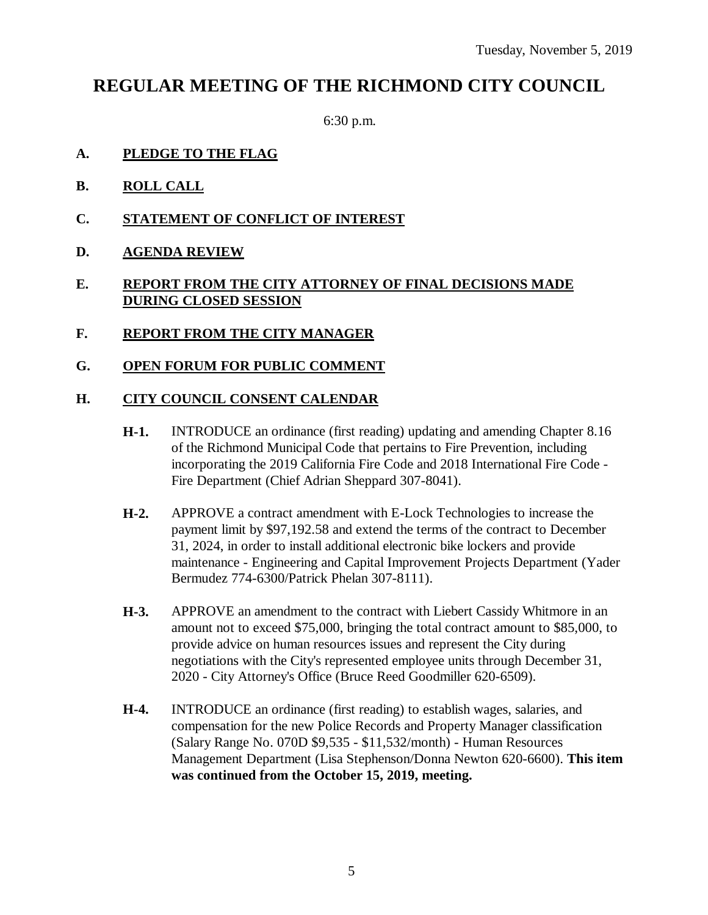Tuesday, November 5, 2019

# REGULAR MEETING OF THE RICHMOND CITY COUNCIL

6:30 p.m.

**A. PLEDGE TO THE FLAG**

**B. ROLL CALL**

**C. STATEMENT OF CONFLICT OF INTEREST**

**D. AGENDA REVIEW**

**E. REPORT FROM THE CITY ATTORNEY OF FINAL DECISIONS MADE DURING CLOSED SESSION**

**F. REPORT FROM THE CITY MANAGER**

**G. OPEN FORUM FOR PUBLIC COMMENT**

**H. CITY COUNCIL CONSENT CALENDAR**

**H-1.** INTRODUCE an ordinance (first reading) updating and amending Chapter 8.16 of the Richmond Municipal Code that pertains to Fire Prevention, including incorporating the 2019 California Fire Code and 2018 International Fire Code - Fire Department (Chief Adrian Sheppard 307-8041).

**H-2.** APPROVE a contract amendment with E-Lock Technologies to increase the payment limit by $97,192.58 and extend the terms of the contract to December 31, 2024, in order to install additional electronic bike lockers and provide maintenance - Engineering and Capital Improvement Projects Department (Yader Bermudez 774-6300/Patrick Phelan 307-8111).

**H-3.** APPROVE an amendment to the contract with Liebert Cassidy Whitmore in an amount not to exceed $75,000, bringing the total contract amount to $85,000, to provide advice on human resources issues and represent the City during negotiations with the City's represented employee units through December 31, 2020 - City Attorney's Office (Bruce Reed Goodmiller 620-6509).

**H-4.** INTRODUCE an ordinance (first reading) to establish wages, salaries, and compensation for the new Police Records and Property Manager classification (Salary Range No. 070D $9,535 - $11,532/month) - Human Resources Management Department (Lisa Stephenson/Donna Newton 620-6600). **This item was continued from the October 15, 2019, meeting.**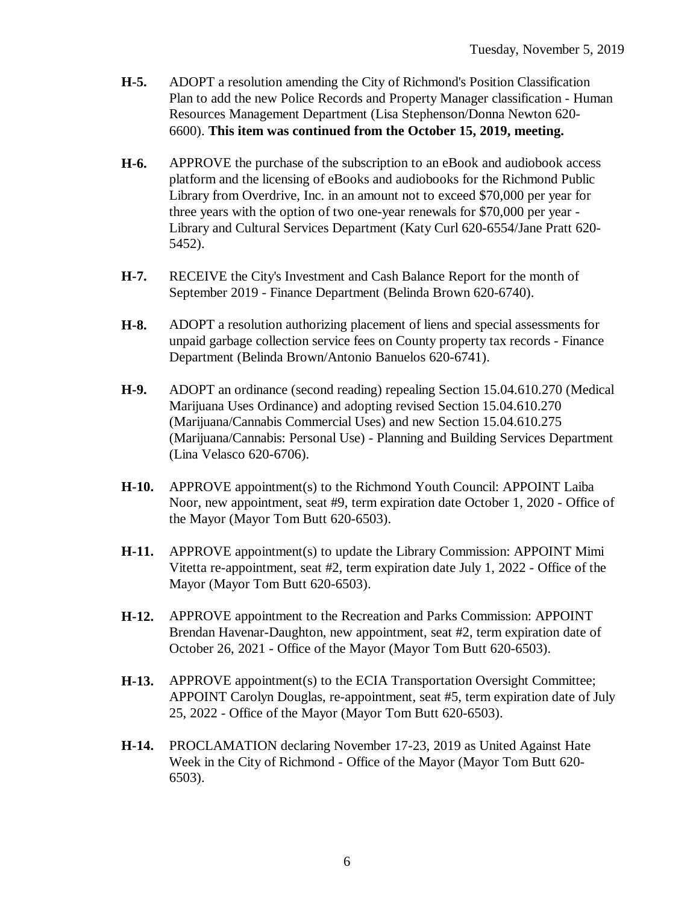**H-5.** ADOPT a resolution amending the City of Richmond's Position Classification Plan to add the new Police Records and Property Manager classification - Human Resources Management Department (Lisa Stephenson/Donna Newton 620-6600). **This item was continued from the October 15, 2019, meeting.**

**H-6.** APPROVE the purchase of the subscription to an eBook and audiobook access platform and the licensing of eBooks and audiobooks for the Richmond Public Library from Overdrive, Inc. in an amount not to exceed $70,000 per year for three years with the option of two one-year renewals for $70,000 per year - Library and Cultural Services Department (Katy Curl 620-6554/Jane Pratt 620-5452).

**H-7.** RECEIVE the City's Investment and Cash Balance Report for the month of September 2019 - Finance Department (Belinda Brown 620-6740).

**H-8.** ADOPT a resolution authorizing placement of liens and special assessments for unpaid garbage collection service fees on County property tax records - Finance Department (Belinda Brown/Antonio Banuelos 620-6741).

**H-9.** ADOPT an ordinance (second reading) repealing Section 15.04.610.270 (Medical Marijuana Uses Ordinance) and adopting revised Section 15.04.610.270 (Marijuana/Cannabis Commercial Uses) and new Section 15.04.610.275 (Marijuana/Cannabis: Personal Use) - Planning and Building Services Department (Lina Velasco 620-6706).

**H-10.** APPROVE appointment(s) to the Richmond Youth Council: APPOINT Laiba Noor, new appointment, seat #9, term expiration date October 1, 2020 - Office of the Mayor (Mayor Tom Butt 620-6503).

**H-11.** APPROVE appointment(s) to update the Library Commission: APPOINT Mimi Vitetta re-appointment, seat #2, term expiration date July 1, 2022 - Office of the Mayor (Mayor Tom Butt 620-6503).

**H-12.** APPROVE appointment to the Recreation and Parks Commission: APPOINT Brendan Havenar-Daughton, new appointment, seat #2, term expiration date of October 26, 2021 - Office of the Mayor (Mayor Tom Butt 620-6503).

**H-13.** APPROVE appointment(s) to the ECIA Transportation Oversight Committee; APPOINT Carolyn Douglas, re-appointment, seat #5, term expiration date of July 25, 2022 - Office of the Mayor (Mayor Tom Butt 620-6503).

**H-14.** PROCLAMATION declaring November 17-23, 2019 as United Against Hate Week in the City of Richmond - Office of the Mayor (Mayor Tom Butt 620-6503).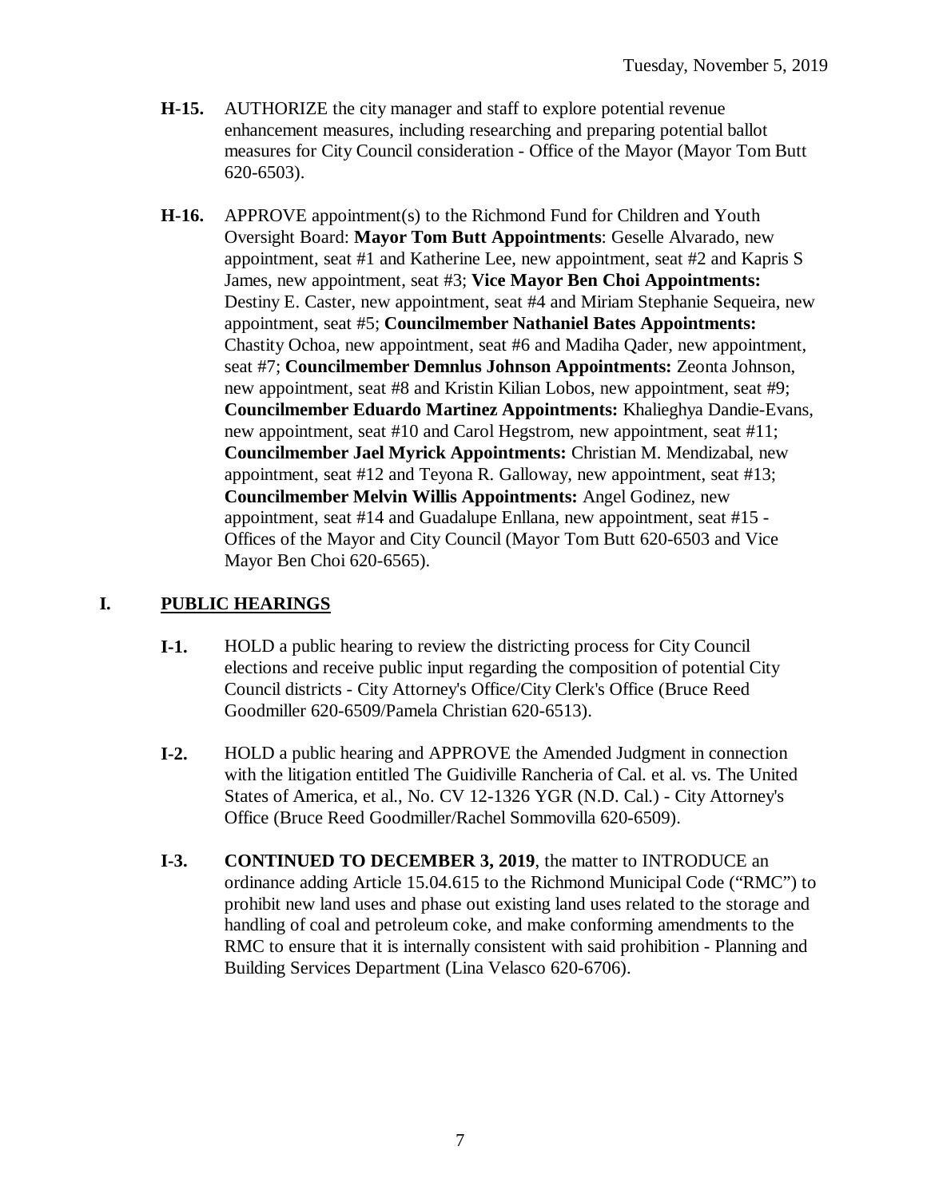**H-15.** AUTHORIZE the city manager and staff to explore potential revenue enhancement measures, including researching and preparing potential ballot measures for City Council consideration - Office of the Mayor (Mayor Tom Butt 620-6503).

**H-16.** APPROVE appointment(s) to the Richmond Fund for Children and Youth Oversight Board: **Mayor Tom Butt Appointments**: Geselle Alvarado, new appointment, seat #1 and Katherine Lee, new appointment, seat #2 and Kapris S James, new appointment, seat #3; **Vice Mayor Ben Choi Appointments:** Destiny E. Caster, new appointment, seat #4 and Miriam Stephanie Sequeira, new appointment, seat #5; **Councilmember Nathaniel Bates Appointments:** Chastity Ochoa, new appointment, seat #6 and Madiha Qader, new appointment, seat #7; **Councilmember Demnlus Johnson Appointments:** Zeonta Johnson, new appointment, seat #8 and Kristin Kilian Lobos, new appointment, seat #9; **Councilmember Eduardo Martinez Appointments:** Khalieghya Dandie-Evans, new appointment, seat #10 and Carol Hegstrom, new appointment, seat #11; **Councilmember Jael Myrick Appointments:** Christian M. Mendizabal, new appointment, seat #12 and Teyona R. Galloway, new appointment, seat #13; **Councilmember Melvin Willis Appointments:** Angel Godinez, new appointment, seat #14 and Guadalupe Enllana, new appointment, seat #15 - Offices of the Mayor and City Council (Mayor Tom Butt 620-6503 and Vice Mayor Ben Choi 620-6565).

## I. PUBLIC HEARINGS

**I-1.** HOLD a public hearing to review the districting process for City Council elections and receive public input regarding the composition of potential City Council districts - City Attorney's Office/City Clerk's Office (Bruce Reed Goodmiller 620-6509/Pamela Christian 620-6513).

**I-2.** HOLD a public hearing and APPROVE the Amended Judgment in connection with the litigation entitled The Guidiville Rancheria of Cal. et al. vs. The United States of America, et al., No. CV 12-1326 YGR (N.D. Cal.) - City Attorney's Office (Bruce Reed Goodmiller/Rachel Sommovilla 620-6509).

**I-3.** **CONTINUED TO DECEMBER 3, 2019**, the matter to INTRODUCE an ordinance adding Article 15.04.615 to the Richmond Municipal Code ("RMC") to prohibit new land uses and phase out existing land uses related to the storage and handling of coal and petroleum coke, and make conforming amendments to the RMC to ensure that it is internally consistent with said prohibition - Planning and Building Services Department (Lina Velasco 620-6706).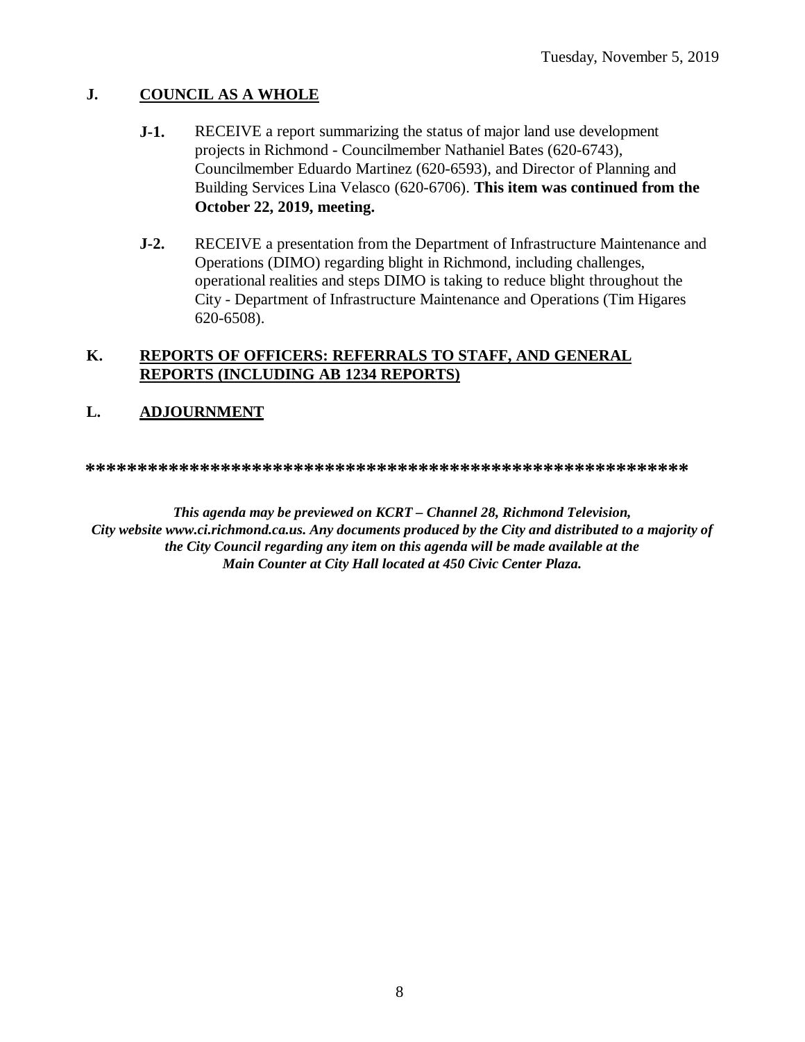## J. COUNCIL AS A WHOLE

**J-1.** RECEIVE a report summarizing the status of major land use development projects in Richmond - Councilmember Nathaniel Bates (620-6743), Councilmember Eduardo Martinez (620-6593), and Director of Planning and Building Services Lina Velasco (620-6706). **This item was continued from the October 22, 2019, meeting.**

**J-2.** RECEIVE a presentation from the Department of Infrastructure Maintenance and Operations (DIMO) regarding blight in Richmond, including challenges, operational realities and steps DIMO is taking to reduce blight throughout the City - Department of Infrastructure Maintenance and Operations (Tim Higares 620-6508).

## K. REPORTS OF OFFICERS: REFERRALS TO STAFF, AND GENERAL REPORTS (INCLUDING AB 1234 REPORTS)

## L. ADJOURNMENT

**************************************************************

***This agenda may be previewed on KCRT – Channel 28, Richmond Television, City website www.ci.richmond.ca.us. Any documents produced by the City and distributed to a majority of the City Council regarding any item on this agenda will be made available at the Main Counter at City Hall located at 450 Civic Center Plaza.***